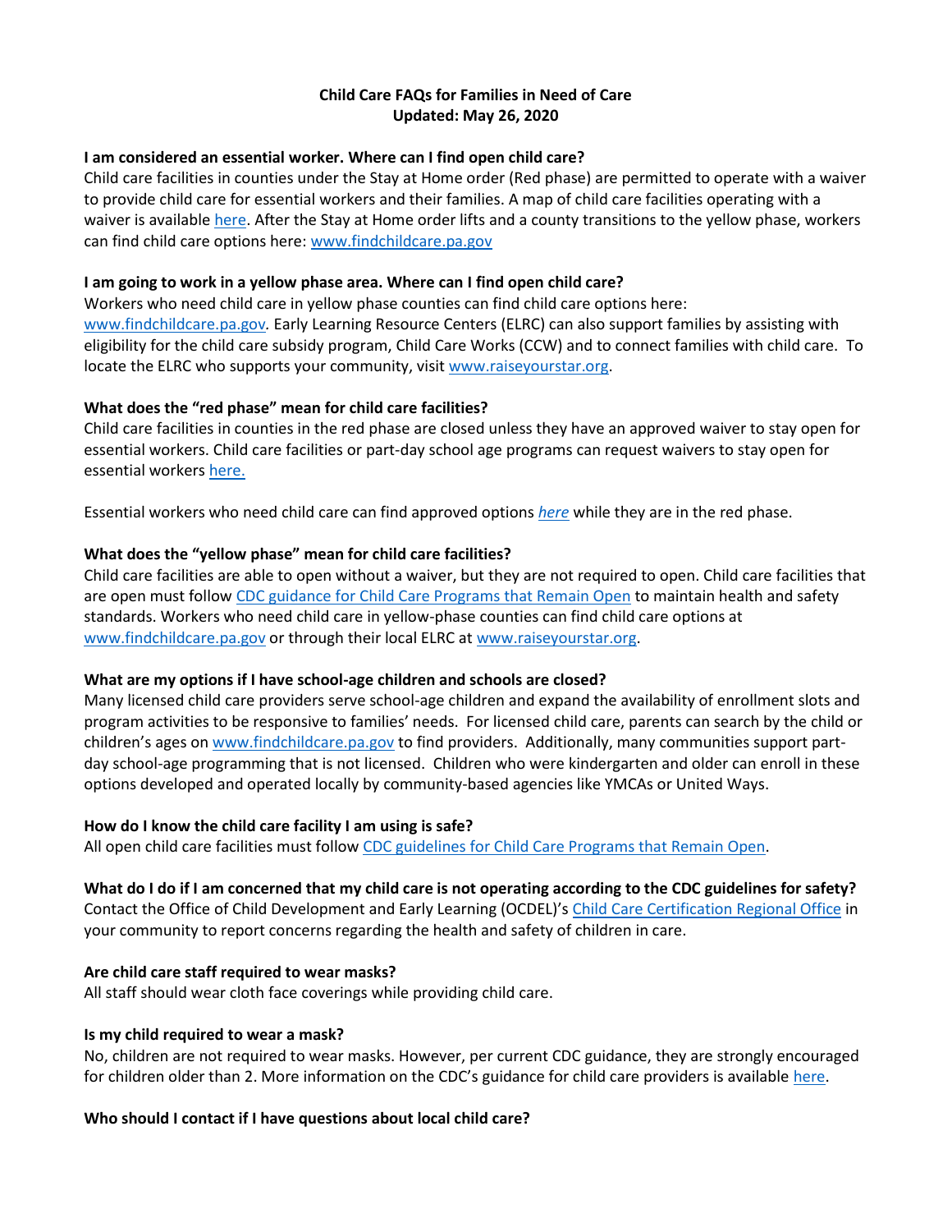**Child Care FAQs for Families in Need of Care**
**Updated: May 26, 2020**

**I am considered an essential worker. Where can I find open child care?**

Child care facilities in counties under the Stay at Home order (Red phase) are permitted to operate with a waiver to provide child care for essential workers and their families. A map of child care facilities operating with a waiver is available here. After the Stay at Home order lifts and a county transitions to the yellow phase, workers can find child care options here: www.findchildcare.pa.gov

**I am going to work in a yellow phase area. Where can I find open child care?**

Workers who need child care in yellow phase counties can find child care options here: www.findchildcare.pa.gov. Early Learning Resource Centers (ELRC) can also support families by assisting with eligibility for the child care subsidy program, Child Care Works (CCW) and to connect families with child care. To locate the ELRC who supports your community, visit www.raiseyourstar.org.

**What does the "red phase" mean for child care facilities?**

Child care facilities in counties in the red phase are closed unless they have an approved waiver to stay open for essential workers. Child care facilities or part-day school age programs can request waivers to stay open for essential workers here.

Essential workers who need child care can find approved options *here* while they are in the red phase.

**What does the "yellow phase" mean for child care facilities?**

Child care facilities are able to open without a waiver, but they are not required to open. Child care facilities that are open must follow CDC guidance for Child Care Programs that Remain Open to maintain health and safety standards. Workers who need child care in yellow-phase counties can find child care options at www.findchildcare.pa.gov or through their local ELRC at www.raiseyourstar.org.

**What are my options if I have school-age children and schools are closed?**

Many licensed child care providers serve school-age children and expand the availability of enrollment slots and program activities to be responsive to families' needs. For licensed child care, parents can search by the child or children's ages on www.findchildcare.pa.gov to find providers. Additionally, many communities support part-day school-age programming that is not licensed. Children who were kindergarten and older can enroll in these options developed and operated locally by community-based agencies like YMCAs or United Ways.

**How do I know the child care facility I am using is safe?**

All open child care facilities must follow CDC guidelines for Child Care Programs that Remain Open.

**What do I do if I am concerned that my child care is not operating according to the CDC guidelines for safety?**

Contact the Office of Child Development and Early Learning (OCDEL)'s Child Care Certification Regional Office in your community to report concerns regarding the health and safety of children in care.

**Are child care staff required to wear masks?**

All staff should wear cloth face coverings while providing child care.

**Is my child required to wear a mask?**

No, children are not required to wear masks. However, per current CDC guidance, they are strongly encouraged for children older than 2. More information on the CDC's guidance for child care providers is available here.

**Who should I contact if I have questions about local child care?**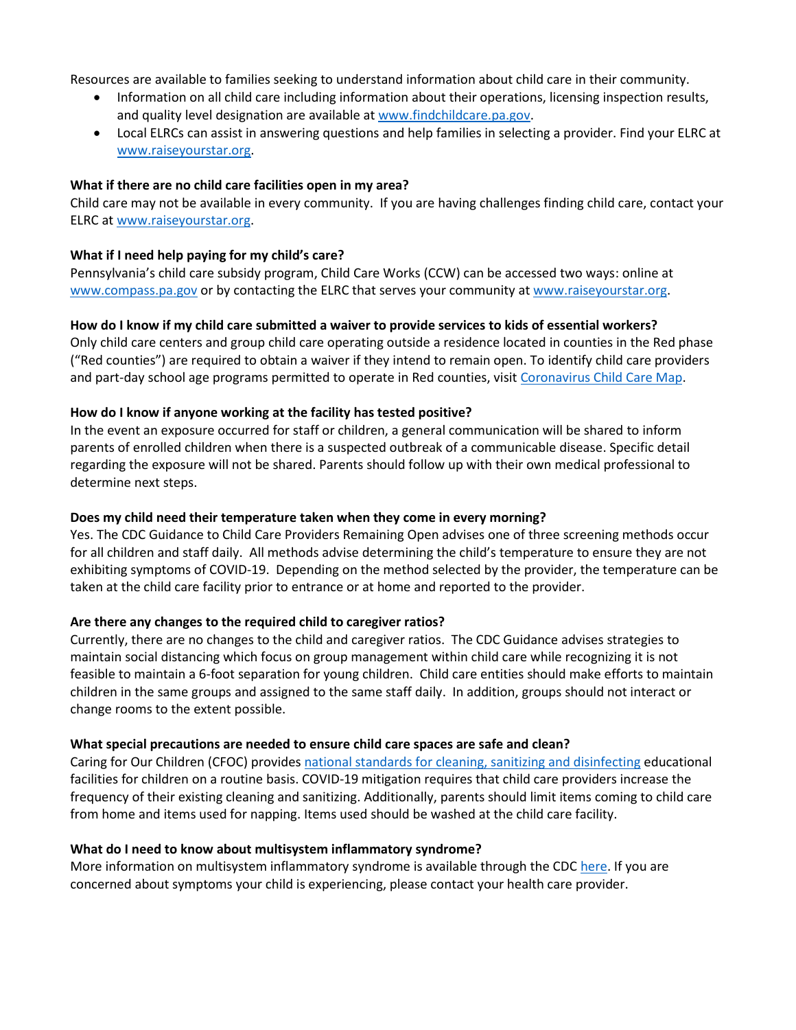Resources are available to families seeking to understand information about child care in their community.

- Information on all child care including information about their operations, licensing inspection results, and quality level designation are available at [www.findchildcare.pa.gov](www.findchildcare.pa.gov).
- Local ELRCs can assist in answering questions and help families in selecting a provider. Find your ELRC at [www.raiseyourstar.org](www.raiseyourstar.org).

**What if there are no child care facilities open in my area?**

Child care may not be available in every community. If you are having challenges finding child care, contact your ELRC at [www.raiseyourstar.org](www.raiseyourstar.org).

**What if I need help paying for my child's care?**

Pennsylvania's child care subsidy program, Child Care Works (CCW) can be accessed two ways: online at [www.compass.pa.gov](www.compass.pa.gov) or by contacting the ELRC that serves your community at [www.raiseyourstar.org](www.raiseyourstar.org).

**How do I know if my child care submitted a waiver to provide services to kids of essential workers?**

Only child care centers and group child care operating outside a residence located in counties in the Red phase ("Red counties") are required to obtain a waiver if they intend to remain open. To identify child care providers and part-day school age programs permitted to operate in Red counties, visit Coronavirus Child Care Map.

**How do I know if anyone working at the facility has tested positive?**

In the event an exposure occurred for staff or children, a general communication will be shared to inform parents of enrolled children when there is a suspected outbreak of a communicable disease. Specific detail regarding the exposure will not be shared. Parents should follow up with their own medical professional to determine next steps.

**Does my child need their temperature taken when they come in every morning?**

Yes. The CDC Guidance to Child Care Providers Remaining Open advises one of three screening methods occur for all children and staff daily. All methods advise determining the child's temperature to ensure they are not exhibiting symptoms of COVID-19. Depending on the method selected by the provider, the temperature can be taken at the child care facility prior to entrance or at home and reported to the provider.

**Are there any changes to the required child to caregiver ratios?**

Currently, there are no changes to the child and caregiver ratios. The CDC Guidance advises strategies to maintain social distancing which focus on group management within child care while recognizing it is not feasible to maintain a 6-foot separation for young children. Child care entities should make efforts to maintain children in the same groups and assigned to the same staff daily. In addition, groups should not interact or change rooms to the extent possible.

**What special precautions are needed to ensure child care spaces are safe and clean?**

Caring for Our Children (CFOC) provides national standards for cleaning, sanitizing and disinfecting educational facilities for children on a routine basis. COVID-19 mitigation requires that child care providers increase the frequency of their existing cleaning and sanitizing. Additionally, parents should limit items coming to child care from home and items used for napping. Items used should be washed at the child care facility.

**What do I need to know about multisystem inflammatory syndrome?**

More information on multisystem inflammatory syndrome is available through the CDC here. If you are concerned about symptoms your child is experiencing, please contact your health care provider.